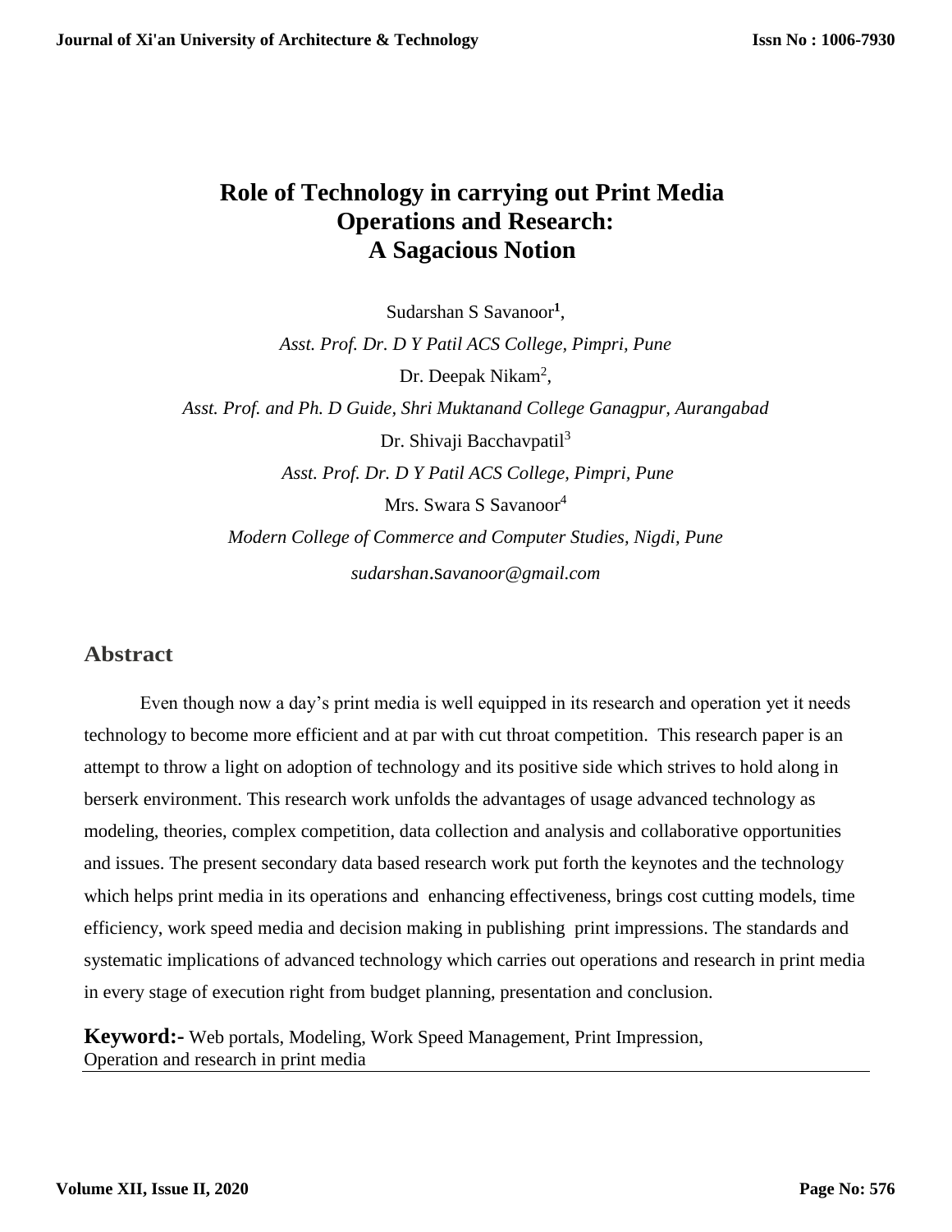# Role of Technology in carrying out Print Media Operations and Research: A Sagacious Notion

Sudarshan S Savanoor[1],

*Asst. Prof. Dr. D Y Patil ACS College, Pimpri, Pune*

Dr. Deepak Nikam[2],

*Asst. Prof. and Ph. D Guide, Shri Muktanand College Ganagpur, Aurangabad*

Dr. Shivaji Bacchavpatil[3]

*Asst. Prof. Dr. D Y Patil ACS College, Pimpri, Pune*

Mrs. Swara S Savanoor[4]

*Modern College of Commerce and Computer Studies, Nigdi, Pune*

*sudarshan.savanoor@gmail.com*

## Abstract

Even though now a day's print media is well equipped in its research and operation yet it needs technology to become more efficient and at par with cut throat competition. This research paper is an attempt to throw a light on adoption of technology and its positive side which strives to hold along in berserk environment. This research work unfolds the advantages of usage advanced technology as modeling, theories, complex competition, data collection and analysis and collaborative opportunities and issues. The present secondary data based research work put forth the keynotes and the technology which helps print media in its operations and enhancing effectiveness, brings cost cutting models, time efficiency, work speed media and decision making in publishing print impressions. The standards and systematic implications of advanced technology which carries out operations and research in print media in every stage of execution right from budget planning, presentation and conclusion.

**Keyword:-** Web portals, Modeling, Work Speed Management, Print Impression, Operation and research in print media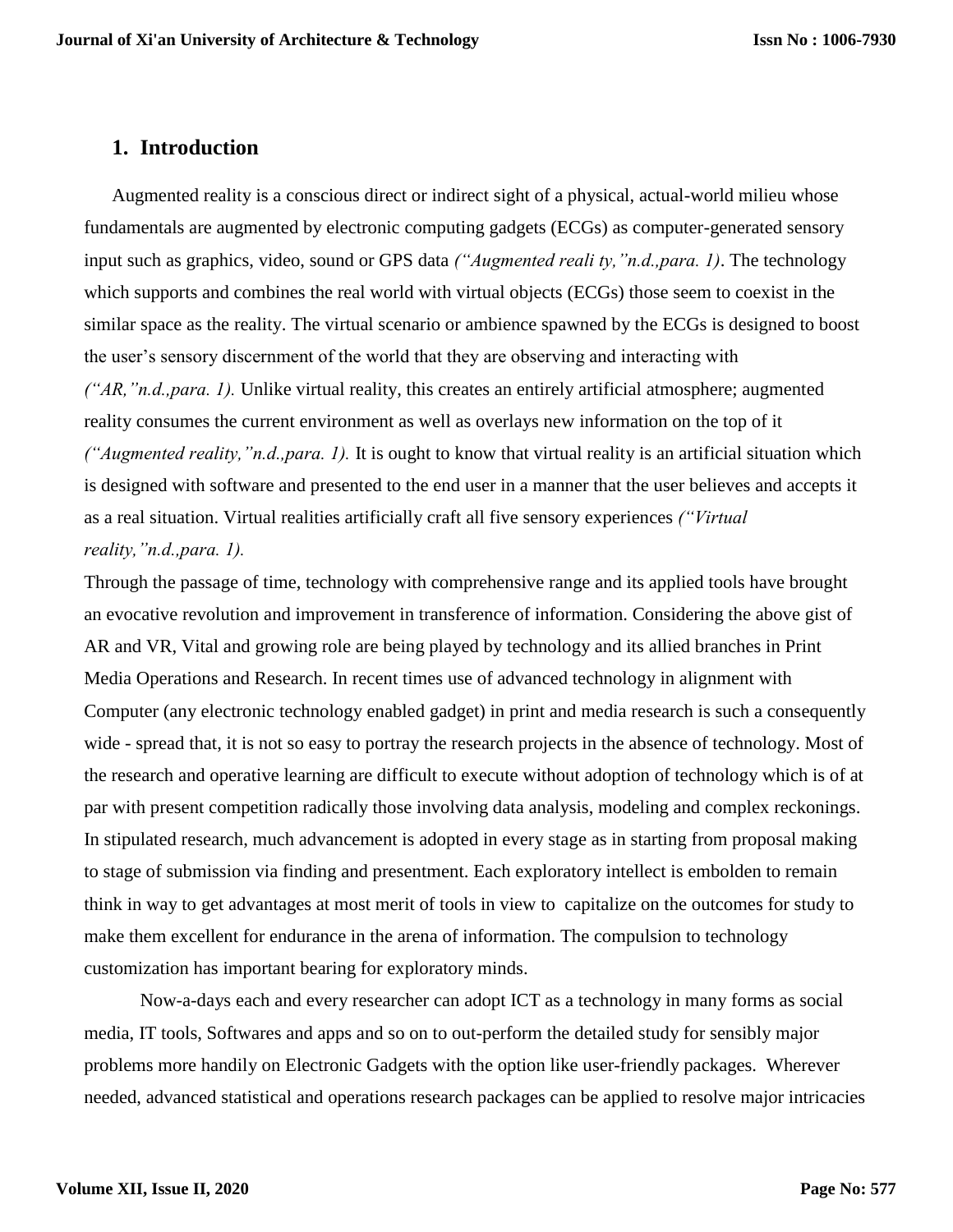## 1. Introduction

Augmented reality is a conscious direct or indirect sight of a physical, actual-world milieu whose fundamentals are augmented by electronic computing gadgets (ECGs) as computer-generated sensory input such as graphics, video, sound or GPS data *("Augmented reali ty,"n.d.,para. 1)*. The technology which supports and combines the real world with virtual objects (ECGs) those seem to coexist in the similar space as the reality. The virtual scenario or ambience spawned by the ECGs is designed to boost the user's sensory discernment of the world that they are observing and interacting with *("AR,"n.d.,para. 1).* Unlike virtual reality, this creates an entirely artificial atmosphere; augmented reality consumes the current environment as well as overlays new information on the top of it *("Augmented reality,"n.d.,para. 1).* It is ought to know that virtual reality is an artificial situation which is designed with software and presented to the end user in a manner that the user believes and accepts it as a real situation. Virtual realities artificially craft all five sensory experiences *("Virtual reality,"n.d.,para. 1).*

Through the passage of time, technology with comprehensive range and its applied tools have brought an evocative revolution and improvement in transference of information. Considering the above gist of AR and VR, Vital and growing role are being played by technology and its allied branches in Print Media Operations and Research. In recent times use of advanced technology in alignment with Computer (any electronic technology enabled gadget) in print and media research is such a consequently wide - spread that, it is not so easy to portray the research projects in the absence of technology. Most of the research and operative learning are difficult to execute without adoption of technology which is of at par with present competition radically those involving data analysis, modeling and complex reckonings. In stipulated research, much advancement is adopted in every stage as in starting from proposal making to stage of submission via finding and presentment. Each exploratory intellect is embolden to remain think in way to get advantages at most merit of tools in view to capitalize on the outcomes for study to make them excellent for endurance in the arena of information. The compulsion to technology customization has important bearing for exploratory minds.

Now-a-days each and every researcher can adopt ICT as a technology in many forms as social media, IT tools, Softwares and apps and so on to out-perform the detailed study for sensibly major problems more handily on Electronic Gadgets with the option like user-friendly packages. Wherever needed, advanced statistical and operations research packages can be applied to resolve major intricacies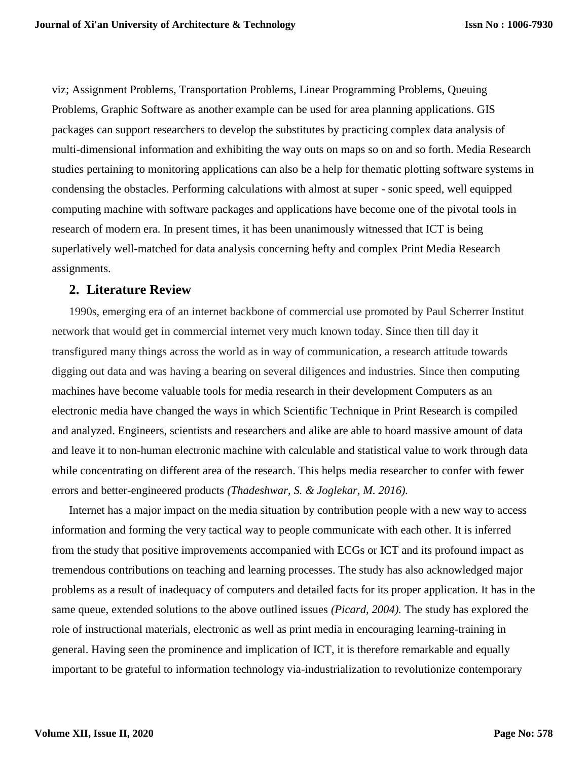viz; Assignment Problems, Transportation Problems, Linear Programming Problems, Queuing Problems, Graphic Software as another example can be used for area planning applications. GIS packages can support researchers to develop the substitutes by practicing complex data analysis of multi-dimensional information and exhibiting the way outs on maps so on and so forth. Media Research studies pertaining to monitoring applications can also be a help for thematic plotting software systems in condensing the obstacles. Performing calculations with almost at super - sonic speed, well equipped computing machine with software packages and applications have become one of the pivotal tools in research of modern era. In present times, it has been unanimously witnessed that ICT is being superlatively well-matched for data analysis concerning hefty and complex Print Media Research assignments.

## 2. Literature Review

1990s, emerging era of an internet backbone of commercial use promoted by Paul Scherrer Institut network that would get in commercial internet very much known today. Since then till day it transfigured many things across the world as in way of communication, a research attitude towards digging out data and was having a bearing on several diligences and industries. Since then computing machines have become valuable tools for media research in their development Computers as an electronic media have changed the ways in which Scientific Technique in Print Research is compiled and analyzed. Engineers, scientists and researchers and alike are able to hoard massive amount of data and leave it to non-human electronic machine with calculable and statistical value to work through data while concentrating on different area of the research. This helps media researcher to confer with fewer errors and better-engineered products *(Thadeshwar, S. & Joglekar, M. 2016).*

Internet has a major impact on the media situation by contribution people with a new way to access information and forming the very tactical way to people communicate with each other. It is inferred from the study that positive improvements accompanied with ECGs or ICT and its profound impact as tremendous contributions on teaching and learning processes. The study has also acknowledged major problems as a result of inadequacy of computers and detailed facts for its proper application. It has in the same queue, extended solutions to the above outlined issues *(Picard, 2004).* The study has explored the role of instructional materials, electronic as well as print media in encouraging learning-training in general. Having seen the prominence and implication of ICT, it is therefore remarkable and equally important to be grateful to information technology via-industrialization to revolutionize contemporary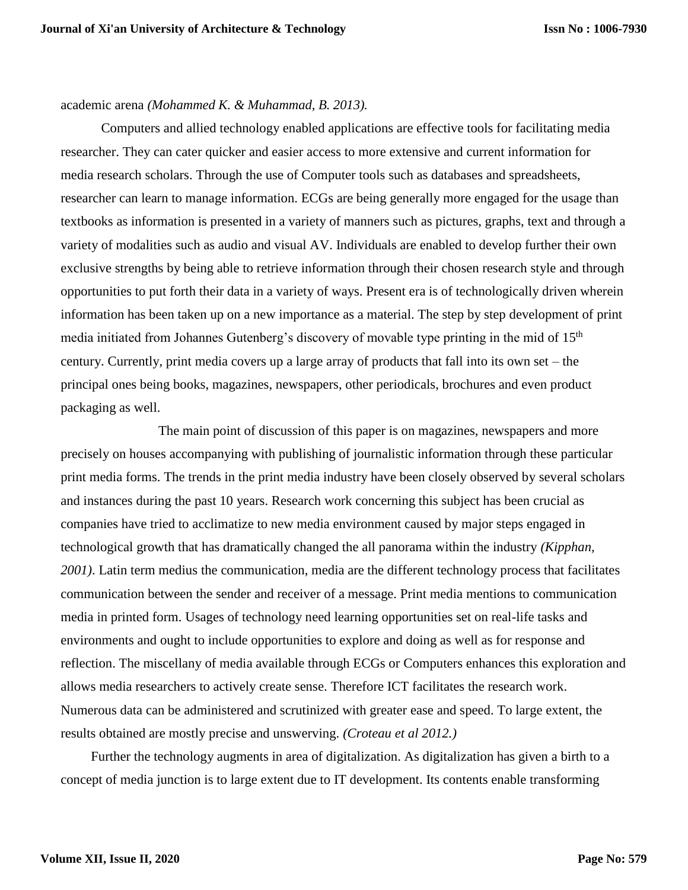academic arena *(Mohammed K. & Muhammad, B. 2013).*

Computers and allied technology enabled applications are effective tools for facilitating media researcher. They can cater quicker and easier access to more extensive and current information for media research scholars. Through the use of Computer tools such as databases and spreadsheets, researcher can learn to manage information. ECGs are being generally more engaged for the usage than textbooks as information is presented in a variety of manners such as pictures, graphs, text and through a variety of modalities such as audio and visual AV. Individuals are enabled to develop further their own exclusive strengths by being able to retrieve information through their chosen research style and through opportunities to put forth their data in a variety of ways. Present era is of technologically driven wherein information has been taken up on a new importance as a material. The step by step development of print media initiated from Johannes Gutenberg's discovery of movable type printing in the mid of 15th century. Currently, print media covers up a large array of products that fall into its own set – the principal ones being books, magazines, newspapers, other periodicals, brochures and even product packaging as well.

The main point of discussion of this paper is on magazines, newspapers and more precisely on houses accompanying with publishing of journalistic information through these particular print media forms. The trends in the print media industry have been closely observed by several scholars and instances during the past 10 years. Research work concerning this subject has been crucial as companies have tried to acclimatize to new media environment caused by major steps engaged in technological growth that has dramatically changed the all panorama within the industry *(Kipphan, 2001)*. Latin term medius the communication, media are the different technology process that facilitates communication between the sender and receiver of a message. Print media mentions to communication media in printed form. Usages of technology need learning opportunities set on real-life tasks and environments and ought to include opportunities to explore and doing as well as for response and reflection. The miscellany of media available through ECGs or Computers enhances this exploration and allows media researchers to actively create sense. Therefore ICT facilitates the research work. Numerous data can be administered and scrutinized with greater ease and speed. To large extent, the results obtained are mostly precise and unswerving. *(Croteau et al 2012.)*

Further the technology augments in area of digitalization. As digitalization has given a birth to a concept of media junction is to large extent due to IT development. Its contents enable transforming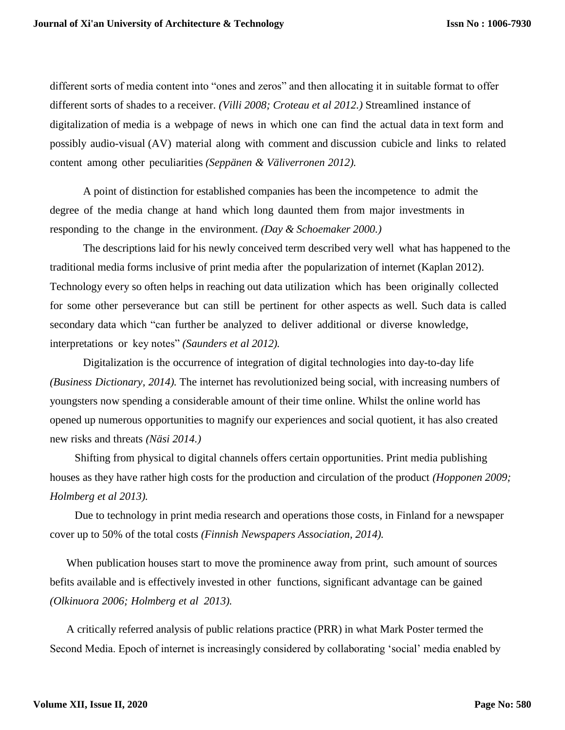different sorts of media content into “ones and zeros” and then allocating it in suitable format to offer different sorts of shades to a receiver. *(Villi 2008; Croteau et al 2012.)* Streamlined instance of digitalization of media is a webpage of news in which one can find the actual data in text form and possibly audio-visual (AV) material along with comment and discussion cubicle and links to related content among other peculiarities *(Seppänen & Väliverronen 2012).*

A point of distinction for established companies has been the incompetence to admit the degree of the media change at hand which long daunted them from major investments in responding to the change in the environment. *(Day & Schoemaker 2000.)*

The descriptions laid for his newly conceived term described very well what has happened to the traditional media forms inclusive of print media after the popularization of internet (Kaplan 2012). Technology every so often helps in reaching out data utilization which has been originally collected for some other perseverance but can still be pertinent for other aspects as well. Such data is called secondary data which “can further be analyzed to deliver additional or diverse knowledge, interpretations or key notes” *(Saunders et al 2012).*

Digitalization is the occurrence of integration of digital technologies into day-to-day life *(Business Dictionary, 2014).* The internet has revolutionized being social, with increasing numbers of youngsters now spending a considerable amount of their time online. Whilst the online world has opened up numerous opportunities to magnify our experiences and social quotient, it has also created new risks and threats *(Näsi 2014.)*

Shifting from physical to digital channels offers certain opportunities. Print media publishing houses as they have rather high costs for the production and circulation of the product *(Hopponen 2009; Holmberg et al 2013).*

Due to technology in print media research and operations those costs, in Finland for a newspaper cover up to 50% of the total costs *(Finnish Newspapers Association, 2014).*

When publication houses start to move the prominence away from print, such amount of sources befits available and is effectively invested in other functions, significant advantage can be gained *(Olkinuora 2006; Holmberg et al 2013).*

A critically referred analysis of public relations practice (PRR) in what Mark Poster termed the Second Media. Epoch of internet is increasingly considered by collaborating ‘social’ media enabled by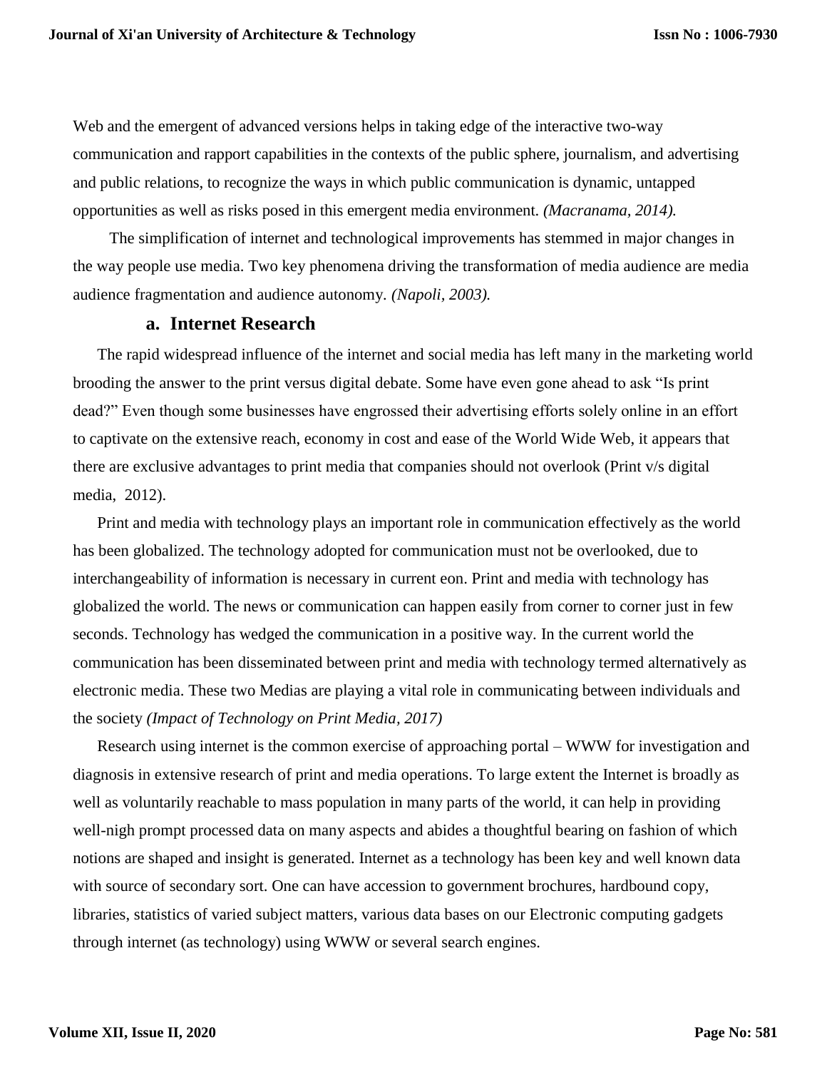Web and the emergent of advanced versions helps in taking edge of the interactive two-way communication and rapport capabilities in the contexts of the public sphere, journalism, and advertising and public relations, to recognize the ways in which public communication is dynamic, untapped opportunities as well as risks posed in this emergent media environment. *(Macranama, 2014).*

The simplification of internet and technological improvements has stemmed in major changes in the way people use media. Two key phenomena driving the transformation of media audience are media audience fragmentation and audience autonomy. *(Napoli, 2003).*

### a. Internet Research

The rapid widespread influence of the internet and social media has left many in the marketing world brooding the answer to the print versus digital debate. Some have even gone ahead to ask "Is print dead?" Even though some businesses have engrossed their advertising efforts solely online in an effort to captivate on the extensive reach, economy in cost and ease of the World Wide Web, it appears that there are exclusive advantages to print media that companies should not overlook (Print v/s digital media, 2012).

Print and media with technology plays an important role in communication effectively as the world has been globalized. The technology adopted for communication must not be overlooked, due to interchangeability of information is necessary in current eon. Print and media with technology has globalized the world. The news or communication can happen easily from corner to corner just in few seconds. Technology has wedged the communication in a positive way. In the current world the communication has been disseminated between print and media with technology termed alternatively as electronic media. These two Medias are playing a vital role in communicating between individuals and the society *(Impact of Technology on Print Media, 2017)*

Research using internet is the common exercise of approaching portal – WWW for investigation and diagnosis in extensive research of print and media operations. To large extent the Internet is broadly as well as voluntarily reachable to mass population in many parts of the world, it can help in providing well-nigh prompt processed data on many aspects and abides a thoughtful bearing on fashion of which notions are shaped and insight is generated. Internet as a technology has been key and well known data with source of secondary sort. One can have accession to government brochures, hardbound copy, libraries, statistics of varied subject matters, various data bases on our Electronic computing gadgets through internet (as technology) using WWW or several search engines.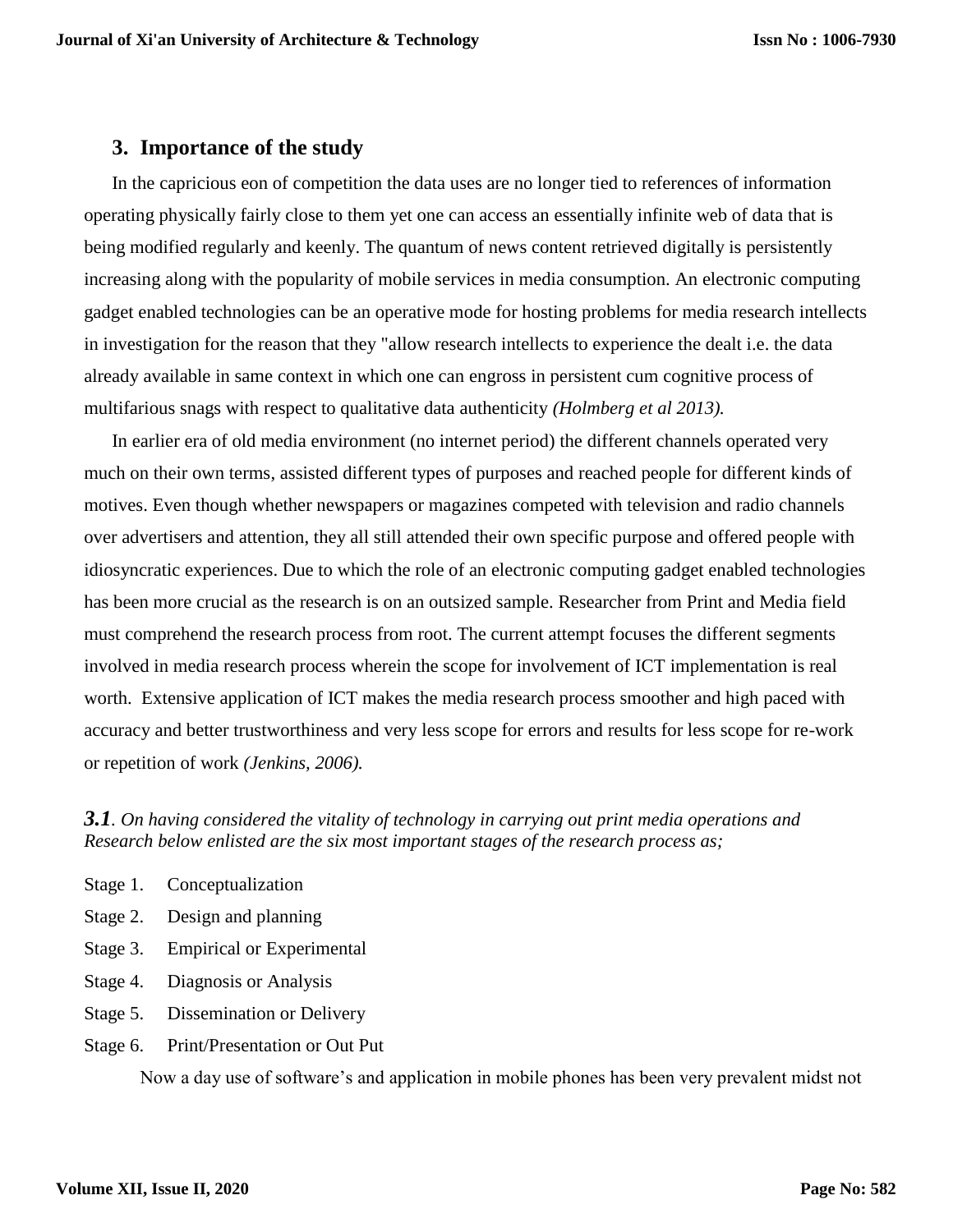## 3. Importance of the study

In the capricious eon of competition the data uses are no longer tied to references of information operating physically fairly close to them yet one can access an essentially infinite web of data that is being modified regularly and keenly. The quantum of news content retrieved digitally is persistently increasing along with the popularity of mobile services in media consumption. An electronic computing gadget enabled technologies can be an operative mode for hosting problems for media research intellects in investigation for the reason that they "allow research intellects to experience the dealt i.e. the data already available in same context in which one can engross in persistent cum cognitive process of multifarious snags with respect to qualitative data authenticity *(Holmberg et al 2013).*

In earlier era of old media environment (no internet period) the different channels operated very much on their own terms, assisted different types of purposes and reached people for different kinds of motives. Even though whether newspapers or magazines competed with television and radio channels over advertisers and attention, they all still attended their own specific purpose and offered people with idiosyncratic experiences. Due to which the role of an electronic computing gadget enabled technologies has been more crucial as the research is on an outsized sample. Researcher from Print and Media field must comprehend the research process from root. The current attempt focuses the different segments involved in media research process wherein the scope for involvement of ICT implementation is real worth. Extensive application of ICT makes the media research process smoother and high paced with accuracy and better trustworthiness and very less scope for errors and results for less scope for re-work or repetition of work *(Jenkins, 2006).*

***3.1****. On having considered the vitality of technology in carrying out print media operations and Research below enlisted are the six most important stages of the research process as;*

- Stage 1. Conceptualization
- Stage 2. Design and planning
- Stage 3. Empirical or Experimental
- Stage 4. Diagnosis or Analysis
- Stage 5. Dissemination or Delivery
- Stage 6. Print/Presentation or Out Put

Now a day use of software's and application in mobile phones has been very prevalent midst not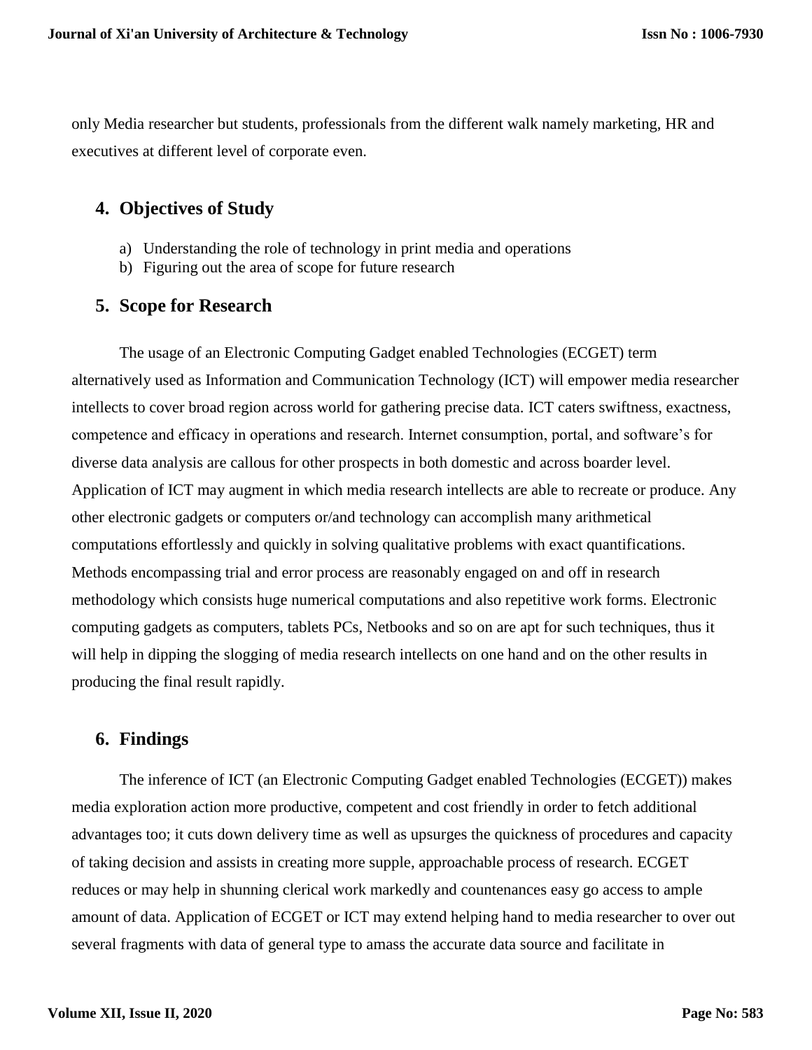only Media researcher but students, professionals from the different walk namely marketing, HR and executives at different level of corporate even.

## 4. Objectives of Study

a) Understanding the role of technology in print media and operations
b) Figuring out the area of scope for future research

## 5. Scope for Research

The usage of an Electronic Computing Gadget enabled Technologies (ECGET) term alternatively used as Information and Communication Technology (ICT) will empower media researcher intellects to cover broad region across world for gathering precise data. ICT caters swiftness, exactness, competence and efficacy in operations and research. Internet consumption, portal, and software's for diverse data analysis are callous for other prospects in both domestic and across boarder level. Application of ICT may augment in which media research intellects are able to recreate or produce. Any other electronic gadgets or computers or/and technology can accomplish many arithmetical computations effortlessly and quickly in solving qualitative problems with exact quantifications. Methods encompassing trial and error process are reasonably engaged on and off in research methodology which consists huge numerical computations and also repetitive work forms. Electronic computing gadgets as computers, tablets PCs, Netbooks and so on are apt for such techniques, thus it will help in dipping the slogging of media research intellects on one hand and on the other results in producing the final result rapidly.

## 6. Findings

The inference of ICT (an Electronic Computing Gadget enabled Technologies (ECGET)) makes media exploration action more productive, competent and cost friendly in order to fetch additional advantages too; it cuts down delivery time as well as upsurges the quickness of procedures and capacity of taking decision and assists in creating more supple, approachable process of research. ECGET reduces or may help in shunning clerical work markedly and countenances easy go access to ample amount of data. Application of ECGET or ICT may extend helping hand to media researcher to over out several fragments with data of general type to amass the accurate data source and facilitate in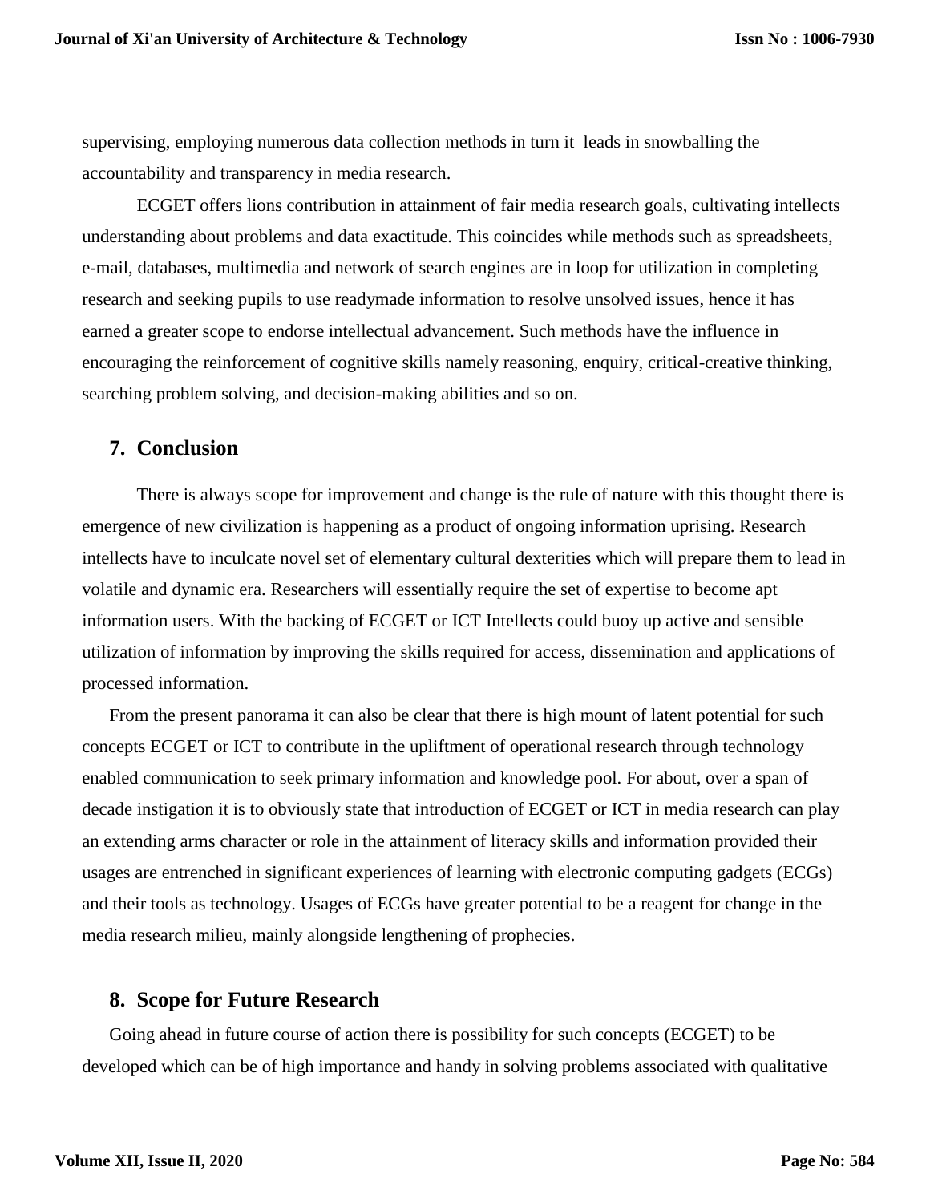supervising, employing numerous data collection methods in turn it leads in snowballing the accountability and transparency in media research.

ECGET offers lions contribution in attainment of fair media research goals, cultivating intellects understanding about problems and data exactitude. This coincides while methods such as spreadsheets, e-mail, databases, multimedia and network of search engines are in loop for utilization in completing research and seeking pupils to use readymade information to resolve unsolved issues, hence it has earned a greater scope to endorse intellectual advancement. Such methods have the influence in encouraging the reinforcement of cognitive skills namely reasoning, enquiry, critical-creative thinking, searching problem solving, and decision-making abilities and so on.

## 7. Conclusion

There is always scope for improvement and change is the rule of nature with this thought there is emergence of new civilization is happening as a product of ongoing information uprising. Research intellects have to inculcate novel set of elementary cultural dexterities which will prepare them to lead in volatile and dynamic era. Researchers will essentially require the set of expertise to become apt information users. With the backing of ECGET or ICT Intellects could buoy up active and sensible utilization of information by improving the skills required for access, dissemination and applications of processed information.

From the present panorama it can also be clear that there is high mount of latent potential for such concepts ECGET or ICT to contribute in the upliftment of operational research through technology enabled communication to seek primary information and knowledge pool. For about, over a span of decade instigation it is to obviously state that introduction of ECGET or ICT in media research can play an extending arms character or role in the attainment of literacy skills and information provided their usages are entrenched in significant experiences of learning with electronic computing gadgets (ECGs) and their tools as technology. Usages of ECGs have greater potential to be a reagent for change in the media research milieu, mainly alongside lengthening of prophecies.

## 8. Scope for Future Research

Going ahead in future course of action there is possibility for such concepts (ECGET) to be developed which can be of high importance and handy in solving problems associated with qualitative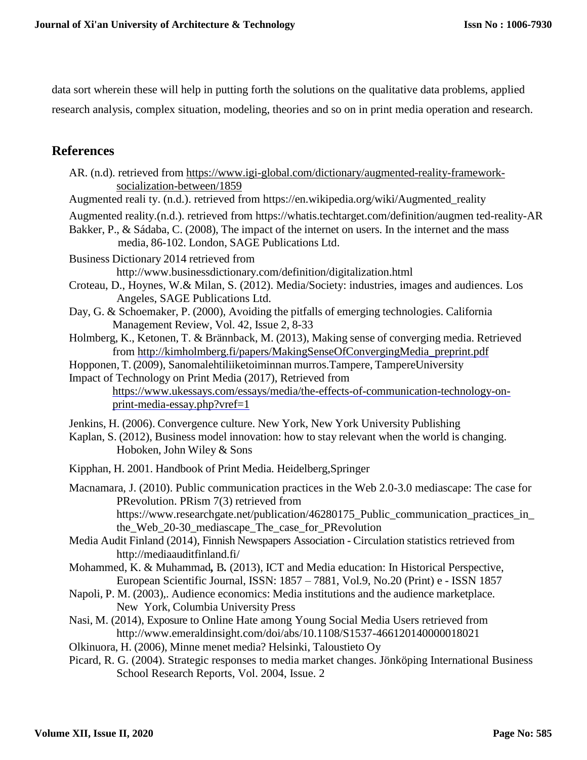data sort wherein these will help in putting forth the solutions on the qualitative data problems, applied research analysis, complex situation, modeling, theories and so on in print media operation and research.

## References

AR. (n.d). retrieved from https://www.igi-global.com/dictionary/augmented-reality-framework-socialization-between/1859

Augmented reali ty. (n.d.). retrieved from https://en.wikipedia.org/wiki/Augmented_reality

Augmented reality.(n.d.). retrieved from https://whatis.techtarget.com/definition/augmen ted-reality-AR

Bakker, P., & Sádaba, C. (2008), The impact of the internet on users. In the internet and the mass media, 86-102. London, SAGE Publications Ltd.

Business Dictionary 2014 retrieved from http://www.businessdictionary.com/definition/digitalization.html

Croteau, D., Hoynes, W.& Milan, S. (2012). Media/Society: industries, images and audiences. Los Angeles, SAGE Publications Ltd.

Day, G. & Schoemaker, P. (2000), Avoiding the pitfalls of emerging technologies. California Management Review, Vol. 42, Issue 2, 8-33

Holmberg, K., Ketonen, T. & Brännback, M. (2013), Making sense of converging media. Retrieved from http://kimholmberg.fi/papers/MakingSenseOfConvergingMedia_preprint.pdf

Hopponen, T. (2009), Sanomalehtiliiketoiminnan murros.Tampere, TampereUniversity

Impact of Technology on Print Media (2017), Retrieved from https://www.ukessays.com/essays/media/the-effects-of-communication-technology-on-print-media-essay.php?vref=1

Jenkins, H. (2006). Convergence culture. New York, New York University Publishing

Kaplan, S. (2012), Business model innovation: how to stay relevant when the world is changing. Hoboken, John Wiley & Sons

Kipphan, H. 2001. Handbook of Print Media. Heidelberg,Springer

Macnamara, J. (2010). Public communication practices in the Web 2.0-3.0 mediascape: The case for PRevolution. PRism 7(3) retrieved from https://www.researchgate.net/publication/46280175_Public_communication_practices_in_the_Web_20-30_mediascape_The_case_for_PRevolution

Media Audit Finland (2014), Finnish Newspapers Association - Circulation statistics retrieved from http://mediaauditfinland.fi/

Mohammed, K. & Muhammad**,** B**.** (2013), ICT and Media education: In Historical Perspective, European Scientific Journal, ISSN: 1857 – 7881, Vol.9, No.20 (Print) e - ISSN 1857

Napoli, P. M. (2003),. Audience economics: Media institutions and the audience marketplace. New York, Columbia University Press

Nasi, M. (2014), Exposure to Online Hate among Young Social Media Users retrieved from http://www.emeraldinsight.com/doi/abs/10.1108/S1537-466120140000018021

Olkinuora, H. (2006), Minne menet media? Helsinki, Taloustieto Oy

Picard, R. G. (2004). Strategic responses to media market changes. Jönköping International Business School Research Reports, Vol. 2004, Issue. 2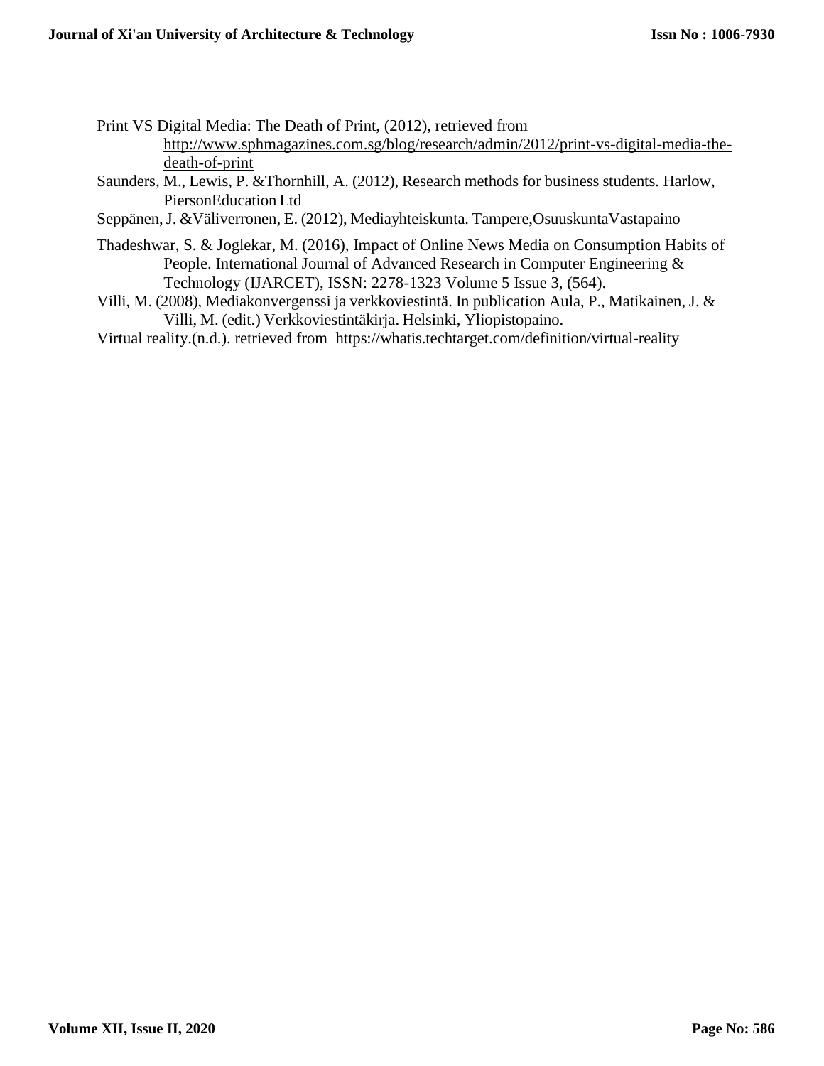Print VS Digital Media: The Death of Print, (2012), retrieved from http://www.sphmagazines.com.sg/blog/research/admin/2012/print-vs-digital-media-the-death-of-print

Saunders, M., Lewis, P. &Thornhill, A. (2012), Research methods for business students. Harlow, PiersonEducation Ltd

Seppänen, J. &Väliverronen, E. (2012), Mediayhteiskunta. Tampere,OsuuskuntaVastapaino

Thadeshwar, S. & Joglekar, M. (2016), Impact of Online News Media on Consumption Habits of People. International Journal of Advanced Research in Computer Engineering & Technology (IJARCET), ISSN: 2278-1323 Volume 5 Issue 3, (564).

Villi, M. (2008), Mediakonvergenssi ja verkkoviestintä. In publication Aula, P., Matikainen, J. & Villi, M. (edit.) Verkkoviestintäkirja. Helsinki, Yliopistopaino.

Virtual reality.(n.d.). retrieved from https://whatis.techtarget.com/definition/virtual-reality